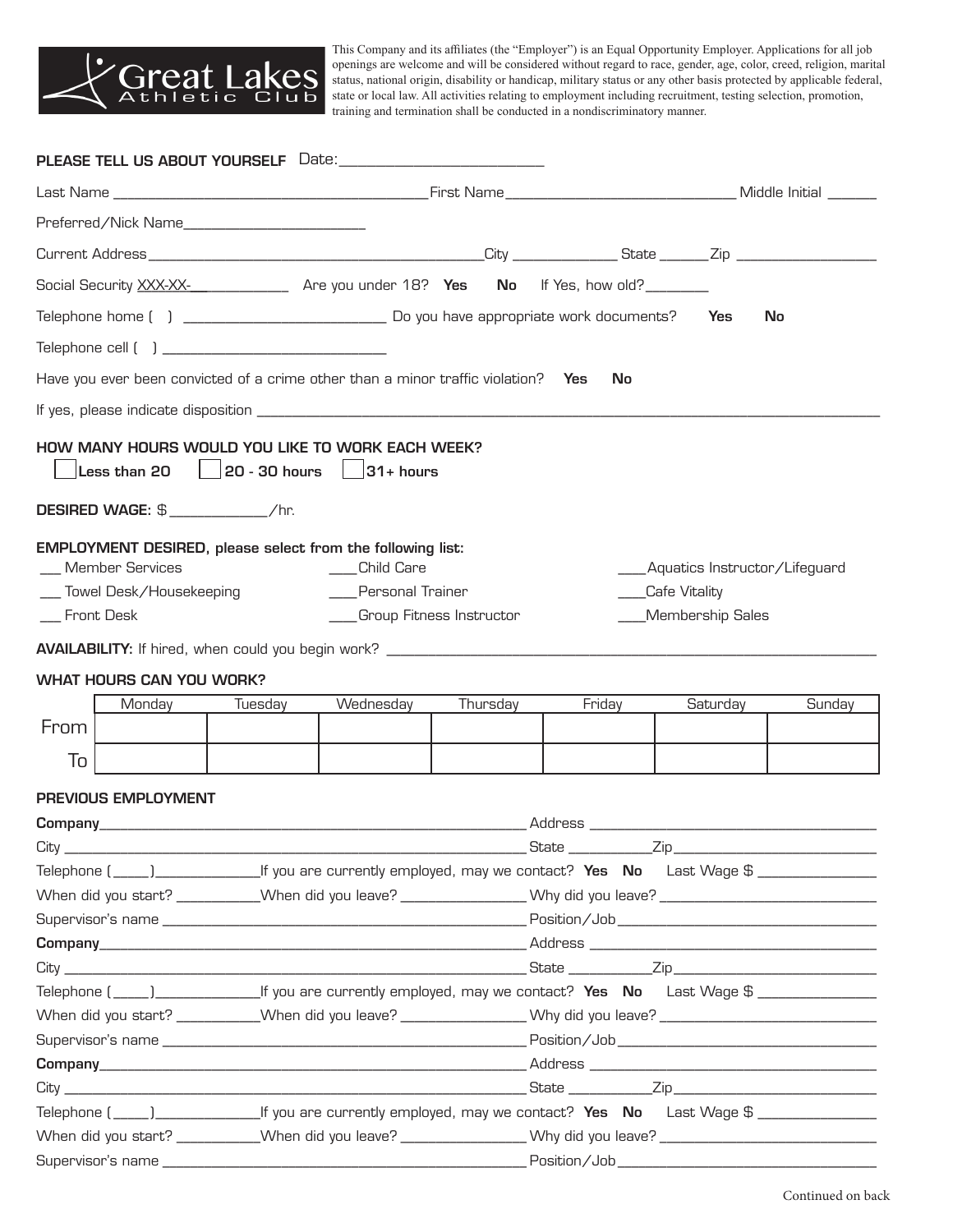Great Lakes Athletic Club

This Company and its affiliates (the "Employer") is an Equal Opportunity Employer. Applications for all job openings are welcome and will be considered without regard to race, gender, age, color, creed, religion, marital status, national origin, disability or handicap, military status or any other basis protected by applicable federal, state or local law. All activities relating to employment including recruitment, testing selection, promotion, training and termination shall be conducted in a nondiscriminatory manner.

**PLEASE TELL US ABOUT YOURSELF** Date:__________________________

Last Name ________________________________________ First Name _____________________________ Middle Initial ______

Preferred/Nick Name________________________

Current Address _____________________________________________ City _____________ State ______ Zip _________________

Social Security XXX-XX-____________ Are you under 18? **Yes** **No** If Yes, how old?________

Telephone home ( ) ___________________________ Do you have appropriate work documents? **Yes** **No**

Telephone cell ( ) _____________________________

Have you ever been convicted of a crime other than a minor traffic violation? **Yes** **No**

If yes, please indicate disposition ______________________________________________________________________________

**HOW MANY HOURS WOULD YOU LIKE TO WORK EACH WEEK?**

☐ **Less than 20** ☐ **20 - 30 hours** ☐ **31+ hours**

**DESIRED WAGE:** $____________/hr.

**EMPLOYMENT DESIRED, please select from the following list:**

___ Member Services ____Child Care ____Aquatics Instructor/Lifeguard

___ Towel Desk/Housekeeping ____Personal Trainer ____Cafe Vitality

___ Front Desk ____Group Fitness Instructor ____Membership Sales

**AVAILABILITY:** If hired, when could you begin work? _________________________________________________________________

**WHAT HOURS CAN YOU WORK?**

| | Monday | Tuesday | Wednesday | Thursday | Friday | Saturday | Sunday |
|---|---|---|---|---|---|---|---|
| From | | | | | | | |
| To | | | | | | | |

**PREVIOUS EMPLOYMENT**

**Company**_______________________________________________________ Address _____________________________________

City ___________________________________________________________ State __________Zip__________________________

Telephone (_____)_____________If you are currently employed, may we contact? **Yes** **No** Last Wage $ _______________

When did you start? __________When did you leave? _______________ Why did you leave? ____________________________

Supervisor's name ______________________________________________ Position/Job_________________________________

**Company**_______________________________________________________ Address _____________________________________

City ___________________________________________________________ State __________Zip__________________________

Telephone (_____)_____________If you are currently employed, may we contact? **Yes** **No** Last Wage $ _______________

When did you start? __________When did you leave? _______________ Why did you leave? ____________________________

Supervisor's name ______________________________________________ Position/Job_________________________________

**Company**_______________________________________________________ Address _____________________________________

City ___________________________________________________________ State __________Zip__________________________

Telephone (_____)_____________If you are currently employed, may we contact? **Yes** **No** Last Wage $ _______________

When did you start? __________When did you leave? _______________ Why did you leave? ____________________________

Supervisor's name ______________________________________________ Position/Job_________________________________

Continued on back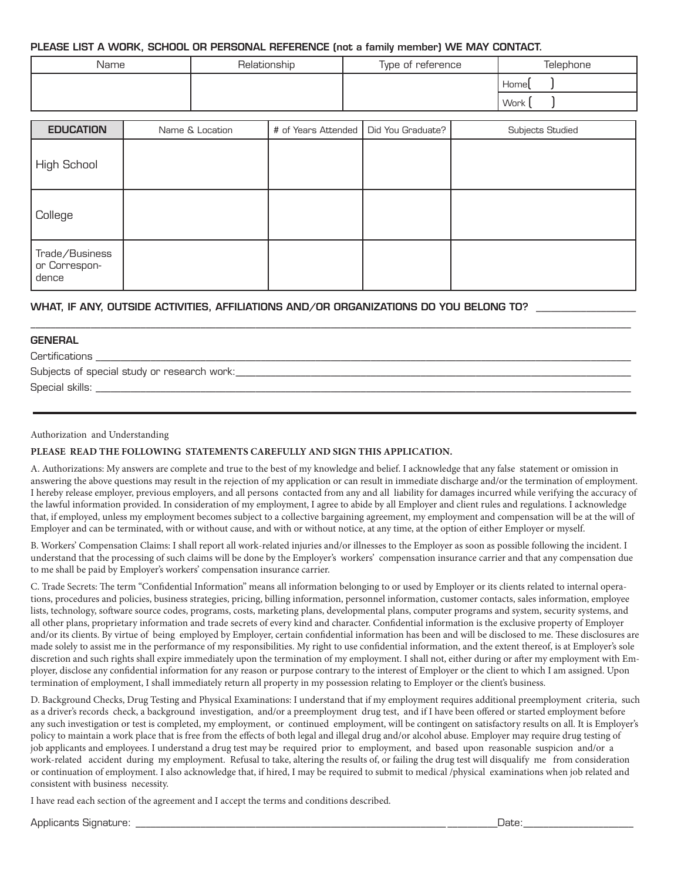**PLEASE LIST A WORK, SCHOOL OR PERSONAL REFERENCE (not a family member) WE MAY CONTACT.**

| Name | Relationship | Type of reference | Telephone |
|---|---|---|---|
| | | | Home( ) |
| | | | Work ( ) |

| EDUCATION | Name & Location | # of Years Attended | Did You Graduate? | Subjects Studied |
|---|---|---|---|---|
| High School | | | | |
| College | | | | |
| Trade/Business or Correspondence | | | | |

**WHAT, IF ANY, OUTSIDE ACTIVITIES, AFFILIATIONS AND/OR ORGANIZATIONS DO YOU BELONG TO?** ________________

________________________________________________________________________________

**GENERAL**

Certifications ________________________________________________________________

Subjects of special study or research work: ________________________________________

Special skills: ________________________________________________________________

Authorization and Understanding

**PLEASE READ THE FOLLOWING STATEMENTS CAREFULLY AND SIGN THIS APPLICATION.**

A. Authorizations: My answers are complete and true to the best of my knowledge and belief. I acknowledge that any false statement or omission in answering the above questions may result in the rejection of my application or can result in immediate discharge and/or the termination of employment. I hereby release employer, previous employers, and all persons contacted from any and all liability for damages incurred while verifying the accuracy of the lawful information provided. In consideration of my employment, I agree to abide by all Employer and client rules and regulations. I acknowledge that, if employed, unless my employment becomes subject to a collective bargaining agreement, my employment and compensation will be at the will of Employer and can be terminated, with or without cause, and with or without notice, at any time, at the option of either Employer or myself.

B. Workers' Compensation Claims: I shall report all work-related injuries and/or illnesses to the Employer as soon as possible following the incident. I understand that the processing of such claims will be done by the Employer's workers' compensation insurance carrier and that any compensation due to me shall be paid by Employer's workers' compensation insurance carrier.

C. Trade Secrets: The term "Confidential Information" means all information belonging to or used by Employer or its clients related to internal operations, procedures and policies, business strategies, pricing, billing information, personnel information, customer contacts, sales information, employee lists, technology, software source codes, programs, costs, marketing plans, developmental plans, computer programs and system, security systems, and all other plans, proprietary information and trade secrets of every kind and character. Confidential information is the exclusive property of Employer and/or its clients. By virtue of being employed by Employer, certain confidential information has been and will be disclosed to me. These disclosures are made solely to assist me in the performance of my responsibilities. My right to use confidential information, and the extent thereof, is at Employer's sole discretion and such rights shall expire immediately upon the termination of my employment. I shall not, either during or after my employment with Employer, disclose any confidential information for any reason or purpose contrary to the interest of Employer or the client to which I am assigned. Upon termination of employment, I shall immediately return all property in my possession relating to Employer or the client's business.

D. Background Checks, Drug Testing and Physical Examinations: I understand that if my employment requires additional preemployment criteria, such as a driver's records check, a background investigation, and/or a preemployment drug test, and if I have been offered or started employment before any such investigation or test is completed, my employment, or continued employment, will be contingent on satisfactory results on all. It is Employer's policy to maintain a work place that is free from the effects of both legal and illegal drug and/or alcohol abuse. Employer may require drug testing of job applicants and employees. I understand a drug test may be required prior to employment, and based upon reasonable suspicion and/or a work-related accident during my employment. Refusal to take, altering the results of, or failing the drug test will disqualify me from consideration or continuation of employment. I also acknowledge that, if hired, I may be required to submit to medical /physical examinations when job related and consistent with business necessity.

I have read each section of the agreement and I accept the terms and conditions described.

Applicants Signature: ______________________________________________ Date: ________________